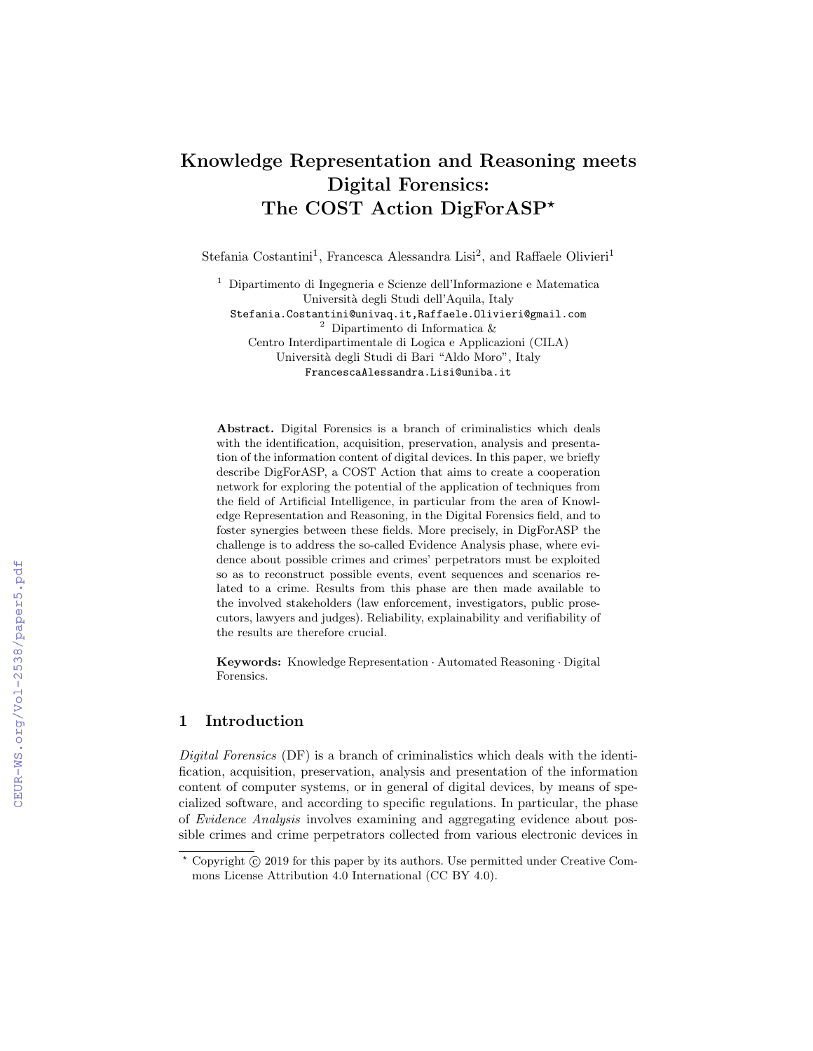# Knowledge Representation and Reasoning meets Digital Forensics: The COST Action DigForASP*

Stefania Costantini[1], Francesca Alessandra Lisi[2], and Raffaele Olivieri[1]

[1] Dipartimento di Ingegneria e Scienze dell'Informazione e Matematica
Università degli Studi dell'Aquila, Italy
Stefania.Costantini@univaq.it,Raffaele.Olivieri@gmail.com

[2] Dipartimento di Informatica &
Centro Interdipartimentale di Logica e Applicazioni (CILA)
Università degli Studi di Bari "Aldo Moro", Italy
FrancescaAlessandra.Lisi@uniba.it

**Abstract.** Digital Forensics is a branch of criminalistics which deals with the identification, acquisition, preservation, analysis and presentation of the information content of digital devices. In this paper, we briefly describe DigForASP, a COST Action that aims to create a cooperation network for exploring the potential of the application of techniques from the field of Artificial Intelligence, in particular from the area of Knowledge Representation and Reasoning, in the Digital Forensics field, and to foster synergies between these fields. More precisely, in DigForASP the challenge is to address the so-called Evidence Analysis phase, where evidence about possible crimes and crimes' perpetrators must be exploited so as to reconstruct possible events, event sequences and scenarios related to a crime. Results from this phase are then made available to the involved stakeholders (law enforcement, investigators, public prosecutors, lawyers and judges). Reliability, explainability and verifiability of the results are therefore crucial.

**Keywords:** Knowledge Representation · Automated Reasoning · Digital Forensics.

## 1 Introduction

*Digital Forensics* (DF) is a branch of criminalistics which deals with the identification, acquisition, preservation, analysis and presentation of the information content of computer systems, or in general of digital devices, by means of specialized software, and according to specific regulations. In particular, the phase of *Evidence Analysis* involves examining and aggregating evidence about possible crimes and crime perpetrators collected from various electronic devices in

* Copyright © 2019 for this paper by its authors. Use permitted under Creative Commons License Attribution 4.0 International (CC BY 4.0).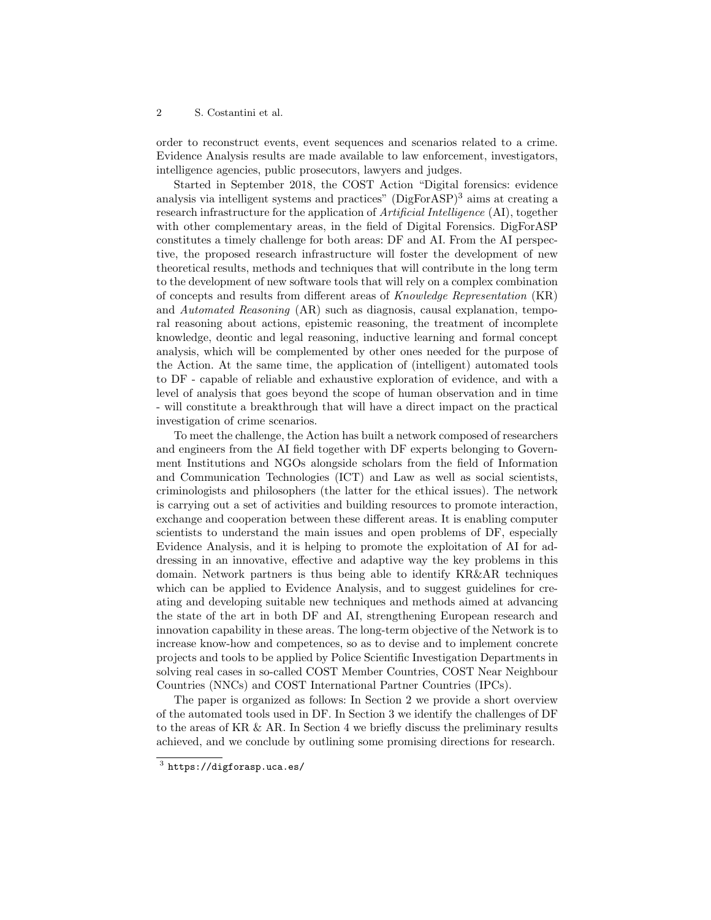order to reconstruct events, event sequences and scenarios related to a crime. Evidence Analysis results are made available to law enforcement, investigators, intelligence agencies, public prosecutors, lawyers and judges.

Started in September 2018, the COST Action "Digital forensics: evidence analysis via intelligent systems and practices" (DigForASP)[3] aims at creating a research infrastructure for the application of *Artificial Intelligence* (AI), together with other complementary areas, in the field of Digital Forensics. DigForASP constitutes a timely challenge for both areas: DF and AI. From the AI perspective, the proposed research infrastructure will foster the development of new theoretical results, methods and techniques that will contribute in the long term to the development of new software tools that will rely on a complex combination of concepts and results from different areas of *Knowledge Representation* (KR) and *Automated Reasoning* (AR) such as diagnosis, causal explanation, temporal reasoning about actions, epistemic reasoning, the treatment of incomplete knowledge, deontic and legal reasoning, inductive learning and formal concept analysis, which will be complemented by other ones needed for the purpose of the Action. At the same time, the application of (intelligent) automated tools to DF - capable of reliable and exhaustive exploration of evidence, and with a level of analysis that goes beyond the scope of human observation and in time - will constitute a breakthrough that will have a direct impact on the practical investigation of crime scenarios.

To meet the challenge, the Action has built a network composed of researchers and engineers from the AI field together with DF experts belonging to Government Institutions and NGOs alongside scholars from the field of Information and Communication Technologies (ICT) and Law as well as social scientists, criminologists and philosophers (the latter for the ethical issues). The network is carrying out a set of activities and building resources to promote interaction, exchange and cooperation between these different areas. It is enabling computer scientists to understand the main issues and open problems of DF, especially Evidence Analysis, and it is helping to promote the exploitation of AI for addressing in an innovative, effective and adaptive way the key problems in this domain. Network partners is thus being able to identify KR&AR techniques which can be applied to Evidence Analysis, and to suggest guidelines for creating and developing suitable new techniques and methods aimed at advancing the state of the art in both DF and AI, strengthening European research and innovation capability in these areas. The long-term objective of the Network is to increase know-how and competences, so as to devise and to implement concrete projects and tools to be applied by Police Scientific Investigation Departments in solving real cases in so-called COST Member Countries, COST Near Neighbour Countries (NNCs) and COST International Partner Countries (IPCs).

The paper is organized as follows: In Section 2 we provide a short overview of the automated tools used in DF. In Section 3 we identify the challenges of DF to the areas of KR & AR. In Section 4 we briefly discuss the preliminary results achieved, and we conclude by outlining some promising directions for research.

[3] https://digforasp.uca.es/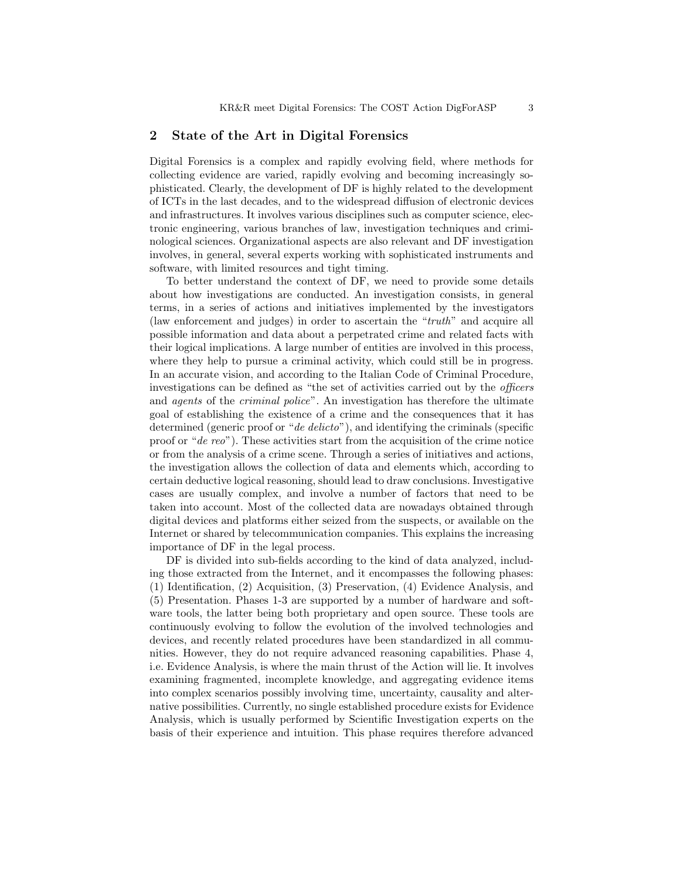## 2 State of the Art in Digital Forensics

Digital Forensics is a complex and rapidly evolving field, where methods for collecting evidence are varied, rapidly evolving and becoming increasingly sophisticated. Clearly, the development of DF is highly related to the development of ICTs in the last decades, and to the widespread diffusion of electronic devices and infrastructures. It involves various disciplines such as computer science, electronic engineering, various branches of law, investigation techniques and criminological sciences. Organizational aspects are also relevant and DF investigation involves, in general, several experts working with sophisticated instruments and software, with limited resources and tight timing.

To better understand the context of DF, we need to provide some details about how investigations are conducted. An investigation consists, in general terms, in a series of actions and initiatives implemented by the investigators (law enforcement and judges) in order to ascertain the "*truth*" and acquire all possible information and data about a perpetrated crime and related facts with their logical implications. A large number of entities are involved in this process, where they help to pursue a criminal activity, which could still be in progress. In an accurate vision, and according to the Italian Code of Criminal Procedure, investigations can be defined as "the set of activities carried out by the *officers* and *agents* of the *criminal police*". An investigation has therefore the ultimate goal of establishing the existence of a crime and the consequences that it has determined (generic proof or "*de delicto*"), and identifying the criminals (specific proof or "*de reo*"). These activities start from the acquisition of the crime notice or from the analysis of a crime scene. Through a series of initiatives and actions, the investigation allows the collection of data and elements which, according to certain deductive logical reasoning, should lead to draw conclusions. Investigative cases are usually complex, and involve a number of factors that need to be taken into account. Most of the collected data are nowadays obtained through digital devices and platforms either seized from the suspects, or available on the Internet or shared by telecommunication companies. This explains the increasing importance of DF in the legal process.

DF is divided into sub-fields according to the kind of data analyzed, including those extracted from the Internet, and it encompasses the following phases: (1) Identification, (2) Acquisition, (3) Preservation, (4) Evidence Analysis, and (5) Presentation. Phases 1-3 are supported by a number of hardware and software tools, the latter being both proprietary and open source. These tools are continuously evolving to follow the evolution of the involved technologies and devices, and recently related procedures have been standardized in all communities. However, they do not require advanced reasoning capabilities. Phase 4, i.e. Evidence Analysis, is where the main thrust of the Action will lie. It involves examining fragmented, incomplete knowledge, and aggregating evidence items into complex scenarios possibly involving time, uncertainty, causality and alternative possibilities. Currently, no single established procedure exists for Evidence Analysis, which is usually performed by Scientific Investigation experts on the basis of their experience and intuition. This phase requires therefore advanced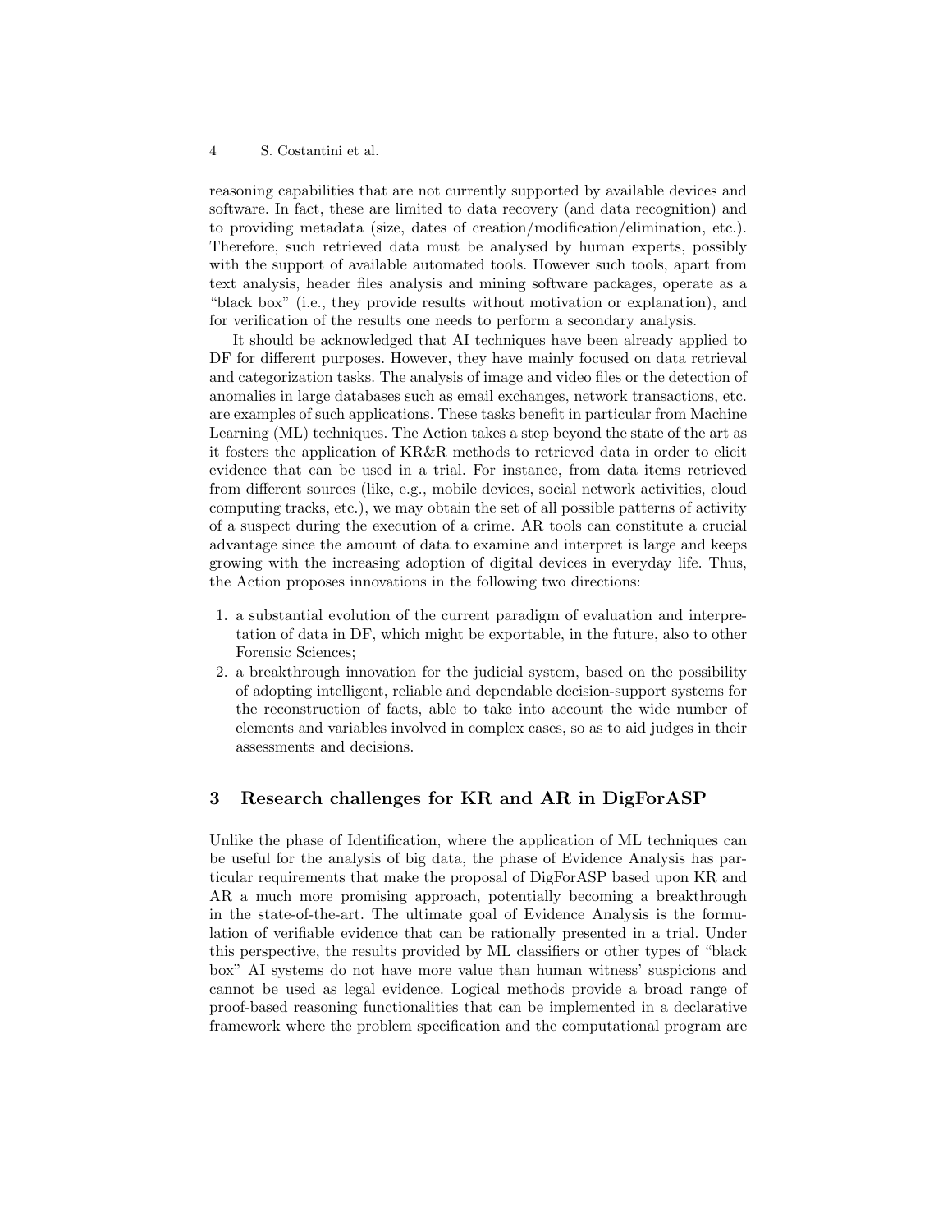reasoning capabilities that are not currently supported by available devices and software. In fact, these are limited to data recovery (and data recognition) and to providing metadata (size, dates of creation/modification/elimination, etc.). Therefore, such retrieved data must be analysed by human experts, possibly with the support of available automated tools. However such tools, apart from text analysis, header files analysis and mining software packages, operate as a "black box" (i.e., they provide results without motivation or explanation), and for verification of the results one needs to perform a secondary analysis.

It should be acknowledged that AI techniques have been already applied to DF for different purposes. However, they have mainly focused on data retrieval and categorization tasks. The analysis of image and video files or the detection of anomalies in large databases such as email exchanges, network transactions, etc. are examples of such applications. These tasks benefit in particular from Machine Learning (ML) techniques. The Action takes a step beyond the state of the art as it fosters the application of KR&R methods to retrieved data in order to elicit evidence that can be used in a trial. For instance, from data items retrieved from different sources (like, e.g., mobile devices, social network activities, cloud computing tracks, etc.), we may obtain the set of all possible patterns of activity of a suspect during the execution of a crime. AR tools can constitute a crucial advantage since the amount of data to examine and interpret is large and keeps growing with the increasing adoption of digital devices in everyday life. Thus, the Action proposes innovations in the following two directions:

1. a substantial evolution of the current paradigm of evaluation and interpretation of data in DF, which might be exportable, in the future, also to other Forensic Sciences;
2. a breakthrough innovation for the judicial system, based on the possibility of adopting intelligent, reliable and dependable decision-support systems for the reconstruction of facts, able to take into account the wide number of elements and variables involved in complex cases, so as to aid judges in their assessments and decisions.

## 3 Research challenges for KR and AR in DigForASP

Unlike the phase of Identification, where the application of ML techniques can be useful for the analysis of big data, the phase of Evidence Analysis has particular requirements that make the proposal of DigForASP based upon KR and AR a much more promising approach, potentially becoming a breakthrough in the state-of-the-art. The ultimate goal of Evidence Analysis is the formulation of verifiable evidence that can be rationally presented in a trial. Under this perspective, the results provided by ML classifiers or other types of "black box" AI systems do not have more value than human witness' suspicions and cannot be used as legal evidence. Logical methods provide a broad range of proof-based reasoning functionalities that can be implemented in a declarative framework where the problem specification and the computational program are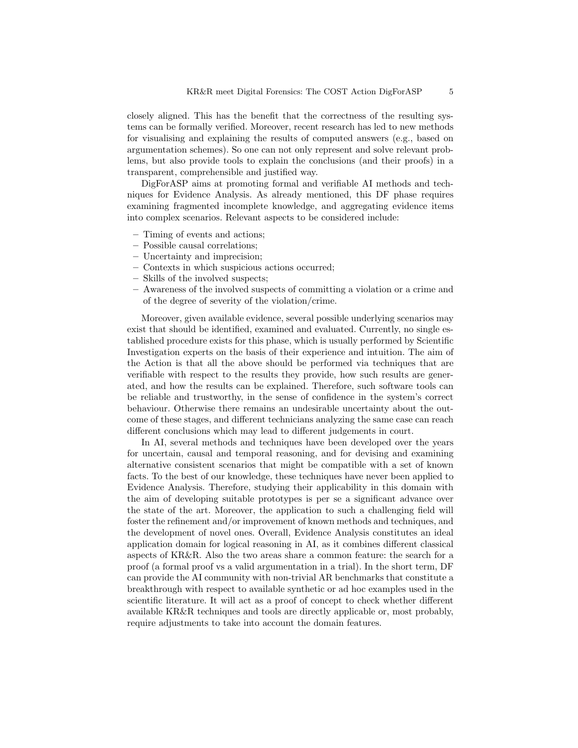closely aligned. This has the benefit that the correctness of the resulting systems can be formally verified. Moreover, recent research has led to new methods for visualising and explaining the results of computed answers (e.g., based on argumentation schemes). So one can not only represent and solve relevant problems, but also provide tools to explain the conclusions (and their proofs) in a transparent, comprehensible and justified way.

DigForASP aims at promoting formal and verifiable AI methods and techniques for Evidence Analysis. As already mentioned, this DF phase requires examining fragmented incomplete knowledge, and aggregating evidence items into complex scenarios. Relevant aspects to be considered include:

- Timing of events and actions;
- Possible causal correlations;
- Uncertainty and imprecision;
- Contexts in which suspicious actions occurred;
- Skills of the involved suspects;
- Awareness of the involved suspects of committing a violation or a crime and of the degree of severity of the violation/crime.

Moreover, given available evidence, several possible underlying scenarios may exist that should be identified, examined and evaluated. Currently, no single established procedure exists for this phase, which is usually performed by Scientific Investigation experts on the basis of their experience and intuition. The aim of the Action is that all the above should be performed via techniques that are verifiable with respect to the results they provide, how such results are generated, and how the results can be explained. Therefore, such software tools can be reliable and trustworthy, in the sense of confidence in the system's correct behaviour. Otherwise there remains an undesirable uncertainty about the outcome of these stages, and different technicians analyzing the same case can reach different conclusions which may lead to different judgements in court.

In AI, several methods and techniques have been developed over the years for uncertain, causal and temporal reasoning, and for devising and examining alternative consistent scenarios that might be compatible with a set of known facts. To the best of our knowledge, these techniques have never been applied to Evidence Analysis. Therefore, studying their applicability in this domain with the aim of developing suitable prototypes is per se a significant advance over the state of the art. Moreover, the application to such a challenging field will foster the refinement and/or improvement of known methods and techniques, and the development of novel ones. Overall, Evidence Analysis constitutes an ideal application domain for logical reasoning in AI, as it combines different classical aspects of KR&R. Also the two areas share a common feature: the search for a proof (a formal proof vs a valid argumentation in a trial). In the short term, DF can provide the AI community with non-trivial AR benchmarks that constitute a breakthrough with respect to available synthetic or ad hoc examples used in the scientific literature. It will act as a proof of concept to check whether different available KR&R techniques and tools are directly applicable or, most probably, require adjustments to take into account the domain features.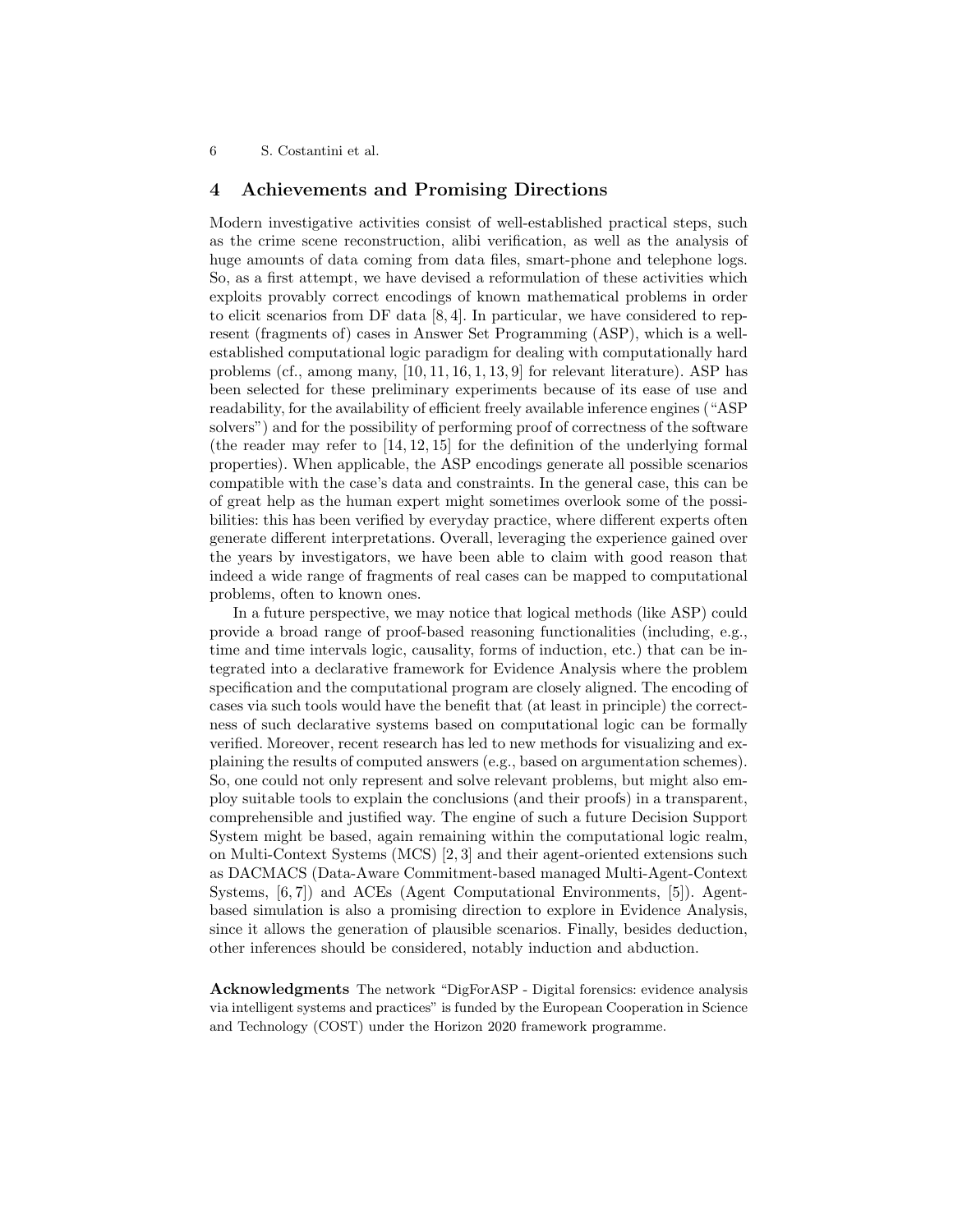## 4 Achievements and Promising Directions

Modern investigative activities consist of well-established practical steps, such as the crime scene reconstruction, alibi verification, as well as the analysis of huge amounts of data coming from data files, smart-phone and telephone logs. So, as a first attempt, we have devised a reformulation of these activities which exploits provably correct encodings of known mathematical problems in order to elicit scenarios from DF data [8, 4]. In particular, we have considered to represent (fragments of) cases in Answer Set Programming (ASP), which is a well-established computational logic paradigm for dealing with computationally hard problems (cf., among many, [10, 11, 16, 1, 13, 9] for relevant literature). ASP has been selected for these preliminary experiments because of its ease of use and readability, for the availability of efficient freely available inference engines ("ASP solvers") and for the possibility of performing proof of correctness of the software (the reader may refer to [14, 12, 15] for the definition of the underlying formal properties). When applicable, the ASP encodings generate all possible scenarios compatible with the case's data and constraints. In the general case, this can be of great help as the human expert might sometimes overlook some of the possibilities: this has been verified by everyday practice, where different experts often generate different interpretations. Overall, leveraging the experience gained over the years by investigators, we have been able to claim with good reason that indeed a wide range of fragments of real cases can be mapped to computational problems, often to known ones.

In a future perspective, we may notice that logical methods (like ASP) could provide a broad range of proof-based reasoning functionalities (including, e.g., time and time intervals logic, causality, forms of induction, etc.) that can be integrated into a declarative framework for Evidence Analysis where the problem specification and the computational program are closely aligned. The encoding of cases via such tools would have the benefit that (at least in principle) the correctness of such declarative systems based on computational logic can be formally verified. Moreover, recent research has led to new methods for visualizing and explaining the results of computed answers (e.g., based on argumentation schemes). So, one could not only represent and solve relevant problems, but might also employ suitable tools to explain the conclusions (and their proofs) in a transparent, comprehensible and justified way. The engine of such a future Decision Support System might be based, again remaining within the computational logic realm, on Multi-Context Systems (MCS) [2, 3] and their agent-oriented extensions such as DACMACS (Data-Aware Commitment-based managed Multi-Agent-Context Systems, [6, 7]) and ACEs (Agent Computational Environments, [5]). Agent-based simulation is also a promising direction to explore in Evidence Analysis, since it allows the generation of plausible scenarios. Finally, besides deduction, other inferences should be considered, notably induction and abduction.

**Acknowledgments** The network "DigForASP - Digital forensics: evidence analysis via intelligent systems and practices" is funded by the European Cooperation in Science and Technology (COST) under the Horizon 2020 framework programme.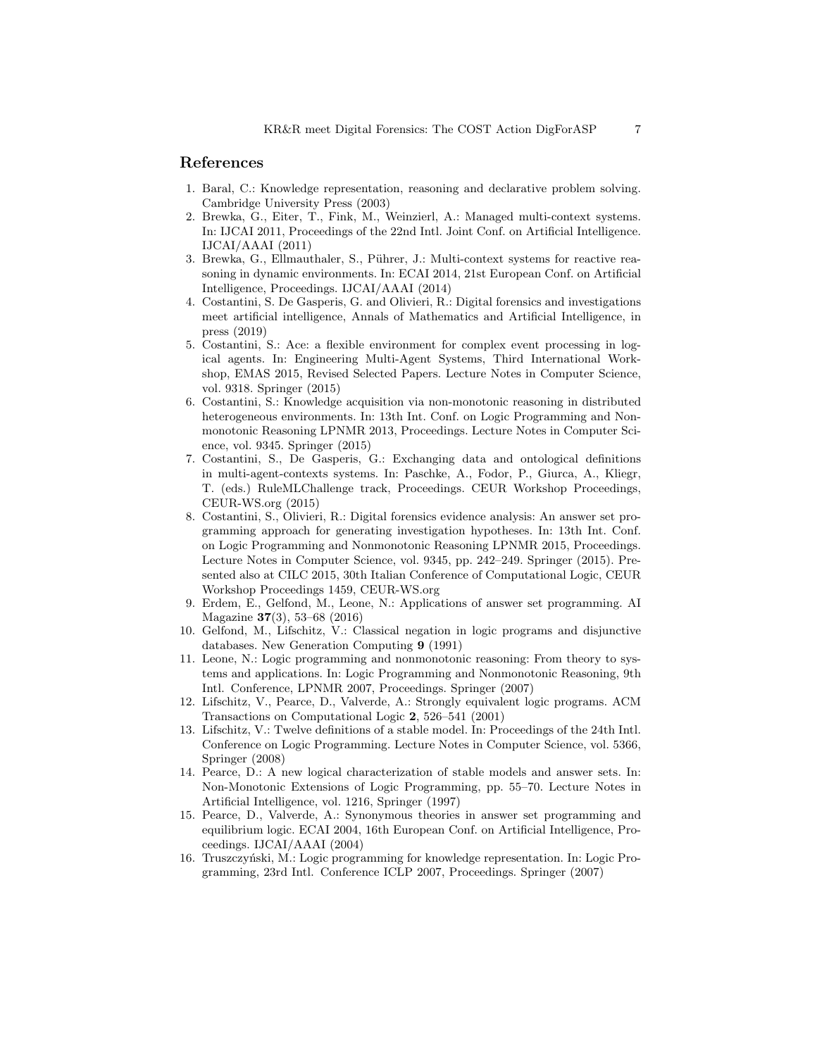## References

1. Baral, C.: Knowledge representation, reasoning and declarative problem solving. Cambridge University Press (2003)
2. Brewka, G., Eiter, T., Fink, M., Weinzierl, A.: Managed multi-context systems. In: IJCAI 2011, Proceedings of the 22nd Intl. Joint Conf. on Artificial Intelligence. IJCAI/AAAI (2011)
3. Brewka, G., Ellmauthaler, S., Pührer, J.: Multi-context systems for reactive reasoning in dynamic environments. In: ECAI 2014, 21st European Conf. on Artificial Intelligence, Proceedings. IJCAI/AAAI (2014)
4. Costantini, S. De Gasperis, G. and Olivieri, R.: Digital forensics and investigations meet artificial intelligence, Annals of Mathematics and Artificial Intelligence, in press (2019)
5. Costantini, S.: Ace: a flexible environment for complex event processing in logical agents. In: Engineering Multi-Agent Systems, Third International Workshop, EMAS 2015, Revised Selected Papers. Lecture Notes in Computer Science, vol. 9318. Springer (2015)
6. Costantini, S.: Knowledge acquisition via non-monotonic reasoning in distributed heterogeneous environments. In: 13th Int. Conf. on Logic Programming and Nonmonotonic Reasoning LPNMR 2013, Proceedings. Lecture Notes in Computer Science, vol. 9345. Springer (2015)
7. Costantini, S., De Gasperis, G.: Exchanging data and ontological definitions in multi-agent-contexts systems. In: Paschke, A., Fodor, P., Giurca, A., Kliegr, T. (eds.) RuleMLChallenge track, Proceedings. CEUR Workshop Proceedings, CEUR-WS.org (2015)
8. Costantini, S., Olivieri, R.: Digital forensics evidence analysis: An answer set programming approach for generating investigation hypotheses. In: 13th Int. Conf. on Logic Programming and Nonmonotonic Reasoning LPNMR 2015, Proceedings. Lecture Notes in Computer Science, vol. 9345, pp. 242–249. Springer (2015). Presented also at CILC 2015, 30th Italian Conference of Computational Logic, CEUR Workshop Proceedings 1459, CEUR-WS.org
9. Erdem, E., Gelfond, M., Leone, N.: Applications of answer set programming. AI Magazine **37**(3), 53–68 (2016)
10. Gelfond, M., Lifschitz, V.: Classical negation in logic programs and disjunctive databases. New Generation Computing **9** (1991)
11. Leone, N.: Logic programming and nonmonotonic reasoning: From theory to systems and applications. In: Logic Programming and Nonmonotonic Reasoning, 9th Intl. Conference, LPNMR 2007, Proceedings. Springer (2007)
12. Lifschitz, V., Pearce, D., Valverde, A.: Strongly equivalent logic programs. ACM Transactions on Computational Logic **2**, 526–541 (2001)
13. Lifschitz, V.: Twelve definitions of a stable model. In: Proceedings of the 24th Intl. Conference on Logic Programming. Lecture Notes in Computer Science, vol. 5366, Springer (2008)
14. Pearce, D.: A new logical characterization of stable models and answer sets. In: Non-Monotonic Extensions of Logic Programming, pp. 55–70. Lecture Notes in Artificial Intelligence, vol. 1216, Springer (1997)
15. Pearce, D., Valverde, A.: Synonymous theories in answer set programming and equilibrium logic. ECAI 2004, 16th European Conf. on Artificial Intelligence, Proceedings. IJCAI/AAAI (2004)
16. Truszczyński, M.: Logic programming for knowledge representation. In: Logic Programming, 23rd Intl. Conference ICLP 2007, Proceedings. Springer (2007)